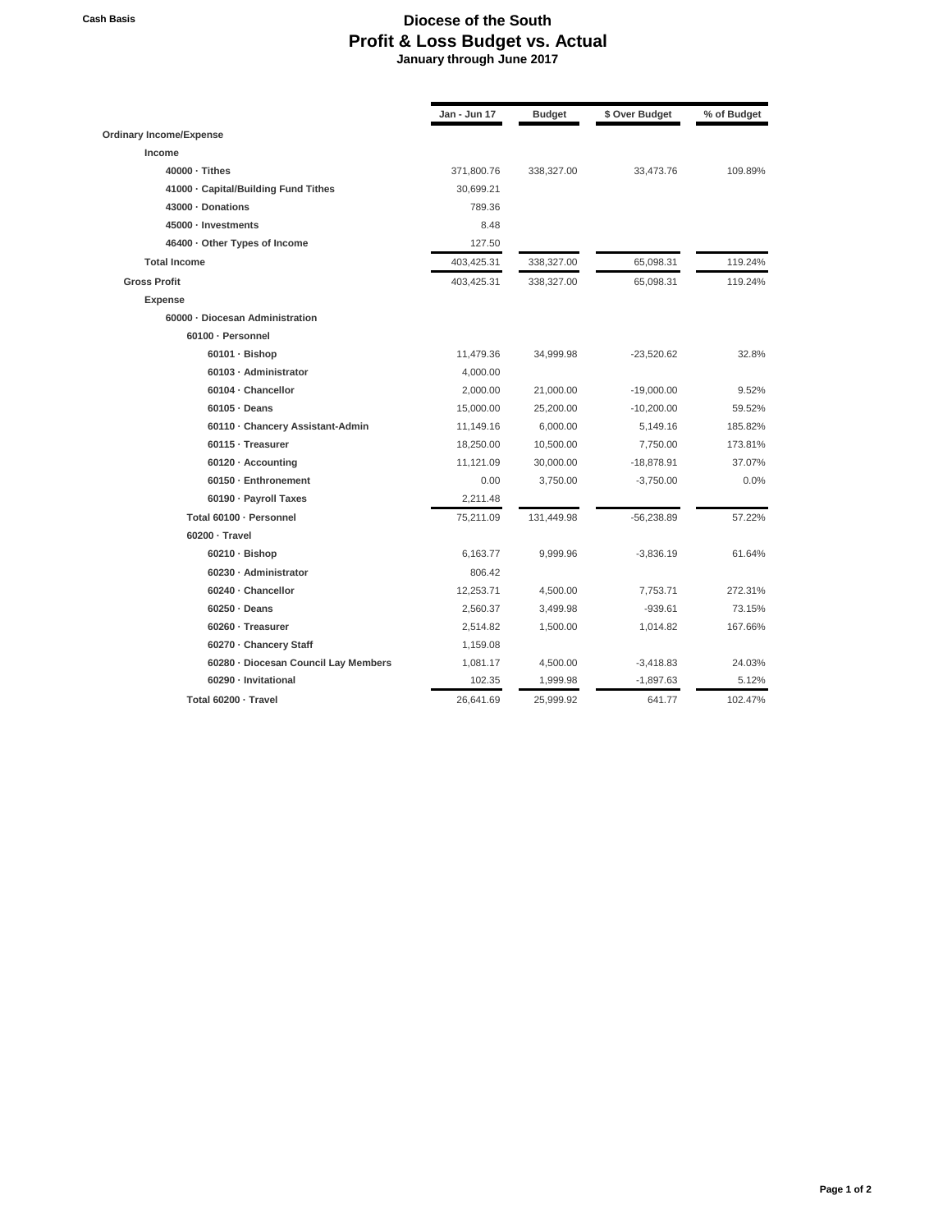**Cash Basis**

# Diocese of the South
## Profit & Loss Budget vs. Actual
### January through June 2017

| | Jan - Jun 17 | Budget | $ Over Budget | % of Budget |
|---|---|---|---|---|
| **Ordinary Income/Expense** | | | | |
| **Income** | | | | |
| **40000 · Tithes** | 371,800.76 | 338,327.00 | 33,473.76 | 109.89% |
| **41000 · Capital/Building Fund Tithes** | 30,699.21 | | | |
| **43000 · Donations** | 789.36 | | | |
| **45000 · Investments** | 8.48 | | | |
| **46400 · Other Types of Income** | 127.50 | | | |
| **Total Income** | 403,425.31 | 338,327.00 | 65,098.31 | 119.24% |
| **Gross Profit** | 403,425.31 | 338,327.00 | 65,098.31 | 119.24% |
| **Expense** | | | | |
| **60000 · Diocesan Administration** | | | | |
| **60100 · Personnel** | | | | |
| **60101 · Bishop** | 11,479.36 | 34,999.98 | -23,520.62 | 32.8% |
| **60103 · Administrator** | 4,000.00 | | | |
| **60104 · Chancellor** | 2,000.00 | 21,000.00 | -19,000.00 | 9.52% |
| **60105 · Deans** | 15,000.00 | 25,200.00 | -10,200.00 | 59.52% |
| **60110 · Chancery Assistant-Admin** | 11,149.16 | 6,000.00 | 5,149.16 | 185.82% |
| **60115 · Treasurer** | 18,250.00 | 10,500.00 | 7,750.00 | 173.81% |
| **60120 · Accounting** | 11,121.09 | 30,000.00 | -18,878.91 | 37.07% |
| **60150 · Enthronement** | 0.00 | 3,750.00 | -3,750.00 | 0.0% |
| **60190 · Payroll Taxes** | 2,211.48 | | | |
| **Total 60100 · Personnel** | 75,211.09 | 131,449.98 | -56,238.89 | 57.22% |
| **60200 · Travel** | | | | |
| **60210 · Bishop** | 6,163.77 | 9,999.96 | -3,836.19 | 61.64% |
| **60230 · Administrator** | 806.42 | | | |
| **60240 · Chancellor** | 12,253.71 | 4,500.00 | 7,753.71 | 272.31% |
| **60250 · Deans** | 2,560.37 | 3,499.98 | -939.61 | 73.15% |
| **60260 · Treasurer** | 2,514.82 | 1,500.00 | 1,014.82 | 167.66% |
| **60270 · Chancery Staff** | 1,159.08 | | | |
| **60280 · Diocesan Council Lay Members** | 1,081.17 | 4,500.00 | -3,418.83 | 24.03% |
| **60290 · Invitational** | 102.35 | 1,999.98 | -1,897.63 | 5.12% |
| **Total 60200 · Travel** | 26,641.69 | 25,999.92 | 641.77 | 102.47% |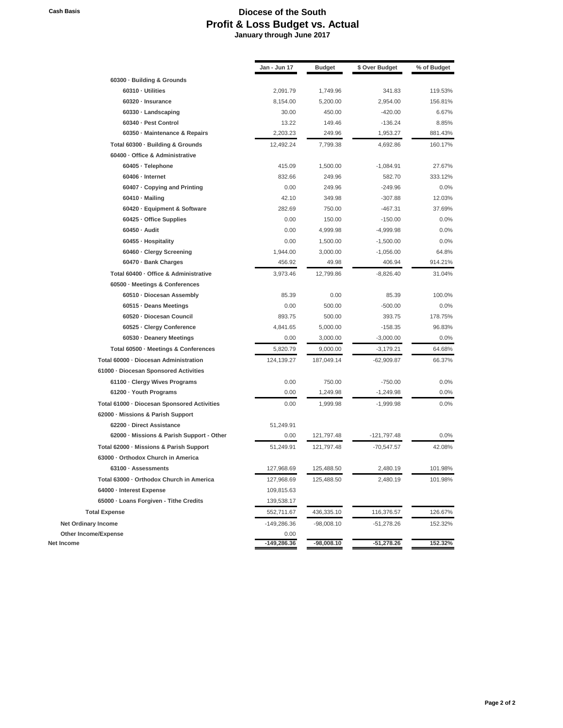**Cash Basis**

# Diocese of the South
## Profit & Loss Budget vs. Actual
### January through June 2017

| | Jan - Jun 17 | Budget | $ Over Budget | % of Budget |
|---|---|---|---|---|
| 60300 · Building & Grounds | | | | |
| 60310 · Utilities | 2,091.79 | 1,749.96 | 341.83 | 119.53% |
| 60320 · Insurance | 8,154.00 | 5,200.00 | 2,954.00 | 156.81% |
| 60330 · Landscaping | 30.00 | 450.00 | -420.00 | 6.67% |
| 60340 · Pest Control | 13.22 | 149.46 | -136.24 | 8.85% |
| 60350 · Maintenance & Repairs | 2,203.23 | 249.96 | 1,953.27 | 881.43% |
| Total 60300 · Building & Grounds | 12,492.24 | 7,799.38 | 4,692.86 | 160.17% |
| 60400 · Office & Administrative | | | | |
| 60405 · Telephone | 415.09 | 1,500.00 | -1,084.91 | 27.67% |
| 60406 · Internet | 832.66 | 249.96 | 582.70 | 333.12% |
| 60407 · Copying and Printing | 0.00 | 249.96 | -249.96 | 0.0% |
| 60410 · Mailing | 42.10 | 349.98 | -307.88 | 12.03% |
| 60420 · Equipment & Software | 282.69 | 750.00 | -467.31 | 37.69% |
| 60425 · Office Supplies | 0.00 | 150.00 | -150.00 | 0.0% |
| 60450 · Audit | 0.00 | 4,999.98 | -4,999.98 | 0.0% |
| 60455 · Hospitality | 0.00 | 1,500.00 | -1,500.00 | 0.0% |
| 60460 · Clergy Screening | 1,944.00 | 3,000.00 | -1,056.00 | 64.8% |
| 60470 · Bank Charges | 456.92 | 49.98 | 406.94 | 914.21% |
| Total 60400 · Office & Administrative | 3,973.46 | 12,799.86 | -8,826.40 | 31.04% |
| 60500 · Meetings & Conferences | | | | |
| 60510 · Diocesan Assembly | 85.39 | 0.00 | 85.39 | 100.0% |
| 60515 · Deans Meetings | 0.00 | 500.00 | -500.00 | 0.0% |
| 60520 · Diocesan Council | 893.75 | 500.00 | 393.75 | 178.75% |
| 60525 · Clergy Conference | 4,841.65 | 5,000.00 | -158.35 | 96.83% |
| 60530 · Deanery Meetings | 0.00 | 3,000.00 | -3,000.00 | 0.0% |
| Total 60500 · Meetings & Conferences | 5,820.79 | 9,000.00 | -3,179.21 | 64.68% |
| Total 60000 · Diocesan Administration | 124,139.27 | 187,049.14 | -62,909.87 | 66.37% |
| 61000 · Diocesan Sponsored Activities | | | | |
| 61100 · Clergy Wives Programs | 0.00 | 750.00 | -750.00 | 0.0% |
| 61200 · Youth Programs | 0.00 | 1,249.98 | -1,249.98 | 0.0% |
| Total 61000 · Diocesan Sponsored Activities | 0.00 | 1,999.98 | -1,999.98 | 0.0% |
| 62000 · Missions & Parish Support | | | | |
| 62200 · Direct Assistance | 51,249.91 | | | |
| 62000 · Missions & Parish Support - Other | 0.00 | 121,797.48 | -121,797.48 | 0.0% |
| Total 62000 · Missions & Parish Support | 51,249.91 | 121,797.48 | -70,547.57 | 42.08% |
| 63000 · Orthodox Church in America | | | | |
| 63100 · Assessments | 127,968.69 | 125,488.50 | 2,480.19 | 101.98% |
| Total 63000 · Orthodox Church in America | 127,968.69 | 125,488.50 | 2,480.19 | 101.98% |
| 64000 · Interest Expense | 109,815.63 | | | |
| 65000 · Loans Forgiven - Tithe Credits | 139,538.17 | | | |
| Total Expense | 552,711.67 | 436,335.10 | 116,376.57 | 126.67% |
| Net Ordinary Income | -149,286.36 | -98,008.10 | -51,278.26 | 152.32% |
| Other Income/Expense | 0.00 | | | |
| **Net Income** | **-149,286.36** | **-98,008.10** | **-51,278.26** | **152.32%** |